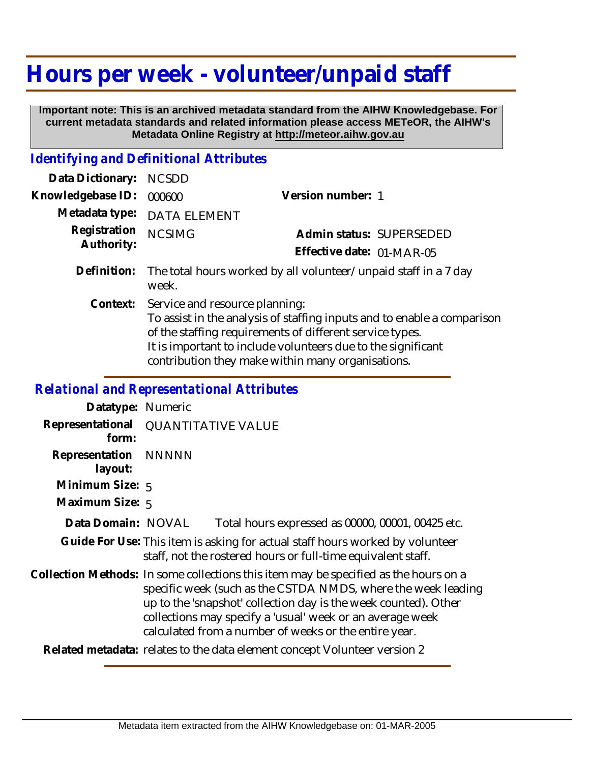# Hours per week - volunteer/unpaid staff

**Important note: This is an archived metadata standard from the AIHW Knowledgebase. For current metadata standards and related information please access METeOR, the AIHW's Metadata Online Registry at http://meteor.aihw.gov.au**

## *Identifying and Definitional Attributes*

| | | | |
|---|---|---|---|
| **Data Dictionary:** | NCSDD | | |
| **Knowledgebase ID:** | 000600 | **Version number:** | 1 |
| **Metadata type:** | DATA ELEMENT | | |
| **Registration Authority:** | NCSIMG | **Admin status:** | SUPERSEDED |
| | | **Effective date:** | 01-MAR-05 |

**Definition:** The total hours worked by all volunteer/ unpaid staff in a 7 day week.

**Context:** Service and resource planning:
To assist in the analysis of staffing inputs and to enable a comparison of the staffing requirements of different service types.
It is important to include volunteers due to the significant contribution they make within many organisations.

## *Relational and Representational Attributes*

**Datatype:** Numeric

**Representational form:** QUANTITATIVE VALUE

**Representation layout:** NNNNN

**Minimum Size:** 5

**Maximum Size:** 5

**Data Domain:** NOVAL Total hours expressed as 00000, 00001, 00425 etc.

**Guide For Use:** This item is asking for actual staff hours worked by volunteer staff, not the rostered hours or full-time equivalent staff.

**Collection Methods:** In some collections this item may be specified as the hours on a specific week (such as the CSTDA NMDS, where the week leading up to the 'snapshot' collection day is the week counted). Other collections may specify a 'usual' week or an average week calculated from a number of weeks or the entire year.

**Related metadata:** relates to the data element concept Volunteer version 2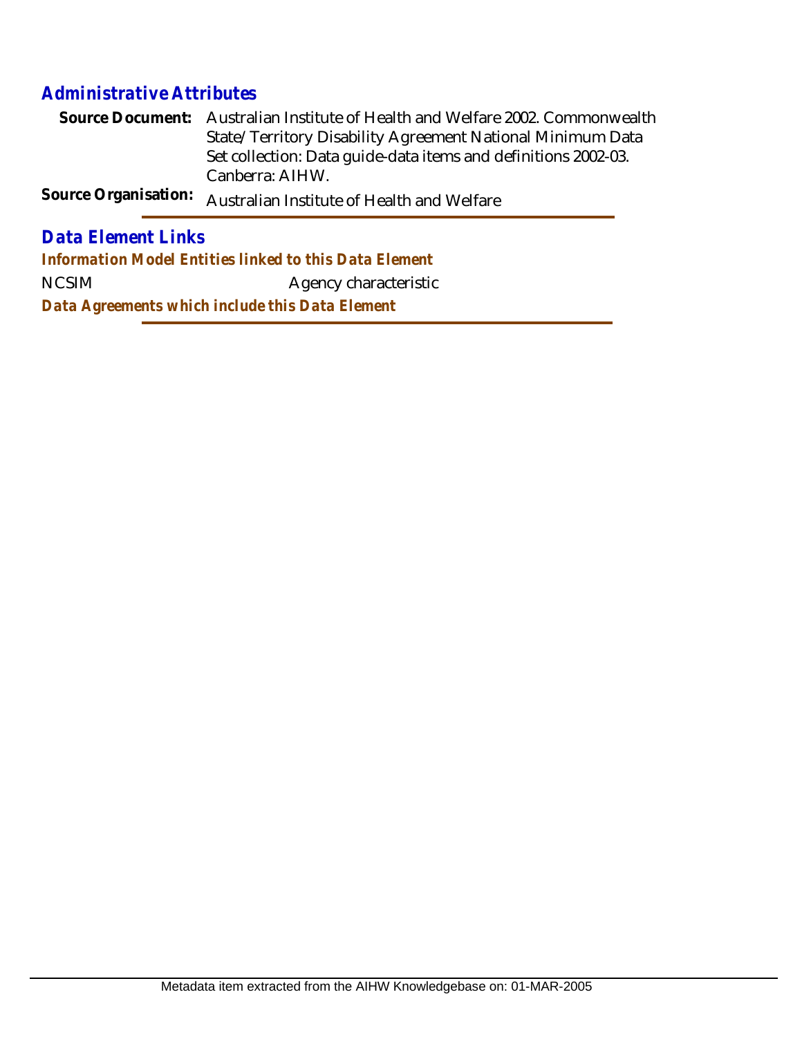## Administrative Attributes

**Source Document:** Australian Institute of Health and Welfare 2002. Commonwealth State/Territory Disability Agreement National Minimum Data Set collection: Data guide-data items and definitions 2002-03. Canberra: AIHW.

**Source Organisation:** Australian Institute of Health and Welfare

## Data Element Links

### Information Model Entities linked to this Data Element

| | |
|---|---|
| NCSIM | Agency characteristic |

### Data Agreements which include this Data Element

Metadata item extracted from the AIHW Knowledgebase on: 01-MAR-2005